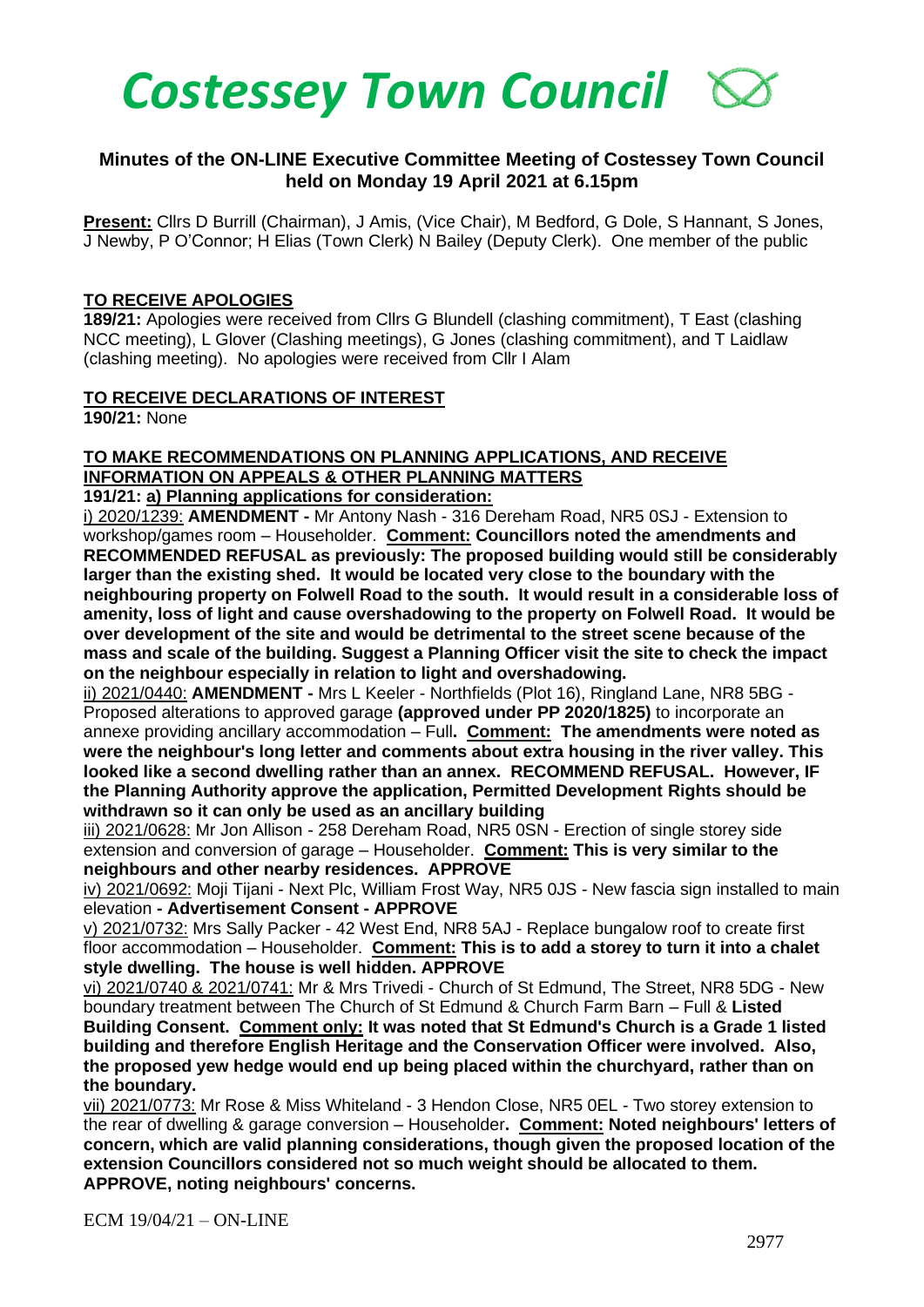# *Costessey Town Council*

## Minutes of the ON-LINE Executive Committee Meeting of Costessey Town Council held on Monday 19 April 2021 at 6.15pm

**Present:** Cllrs D Burrill (Chairman), J Amis, (Vice Chair), M Bedford, G Dole, S Hannant, S Jones, J Newby, P O'Connor; H Elias (Town Clerk) N Bailey (Deputy Clerk). One member of the public

**TO RECEIVE APOLOGIES**

**189/21:** Apologies were received from Cllrs G Blundell (clashing commitment), T East (clashing NCC meeting), L Glover (Clashing meetings), G Jones (clashing commitment), and T Laidlaw (clashing meeting). No apologies were received from Cllr I Alam

**TO RECEIVE DECLARATIONS OF INTEREST**

**190/21:** None

**TO MAKE RECOMMENDATIONS ON PLANNING APPLICATIONS, AND RECEIVE INFORMATION ON APPEALS & OTHER PLANNING MATTERS**

**191/21: a) Planning applications for consideration:**

i) 2020/1239: **AMENDMENT -** Mr Antony Nash - 316 Dereham Road, NR5 0SJ - Extension to workshop/games room – Householder. **Comment: Councillors noted the amendments and RECOMMENDED REFUSAL as previously: The proposed building would still be considerably larger than the existing shed. It would be located very close to the boundary with the neighbouring property on Folwell Road to the south. It would result in a considerable loss of amenity, loss of light and cause overshadowing to the property on Folwell Road. It would be over development of the site and would be detrimental to the street scene because of the mass and scale of the building. Suggest a Planning Officer visit the site to check the impact on the neighbour especially in relation to light and overshadowing.**

ii) 2021/0440: **AMENDMENT -** Mrs L Keeler - Northfields (Plot 16), Ringland Lane, NR8 5BG - Proposed alterations to approved garage **(approved under PP 2020/1825)** to incorporate an annexe providing ancillary accommodation – Full**. Comment: The amendments were noted as were the neighbour's long letter and comments about extra housing in the river valley. This looked like a second dwelling rather than an annex. RECOMMEND REFUSAL. However, IF the Planning Authority approve the application, Permitted Development Rights should be withdrawn so it can only be used as an ancillary building**

iii) 2021/0628: Mr Jon Allison - 258 Dereham Road, NR5 0SN - Erection of single storey side extension and conversion of garage – Householder. **Comment: This is very similar to the neighbours and other nearby residences. APPROVE**

iv) 2021/0692: Moji Tijani - Next Plc, William Frost Way, NR5 0JS - New fascia sign installed to main elevation **- Advertisement Consent - APPROVE**

v) 2021/0732: Mrs Sally Packer - 42 West End, NR8 5AJ - Replace bungalow roof to create first floor accommodation – Householder. **Comment: This is to add a storey to turn it into a chalet style dwelling. The house is well hidden. APPROVE**

vi) 2021/0740 & 2021/0741: Mr & Mrs Trivedi - Church of St Edmund, The Street, NR8 5DG - New boundary treatment between The Church of St Edmund & Church Farm Barn – Full & **Listed Building Consent. Comment only: It was noted that St Edmund's Church is a Grade 1 listed building and therefore English Heritage and the Conservation Officer were involved. Also, the proposed yew hedge would end up being placed within the churchyard, rather than on the boundary.**

vii) 2021/0773: Mr Rose & Miss Whiteland - 3 Hendon Close, NR5 0EL - Two storey extension to the rear of dwelling & garage conversion – Householder**. Comment: Noted neighbours' letters of concern, which are valid planning considerations, though given the proposed location of the extension Councillors considered not so much weight should be allocated to them. APPROVE, noting neighbours' concerns.**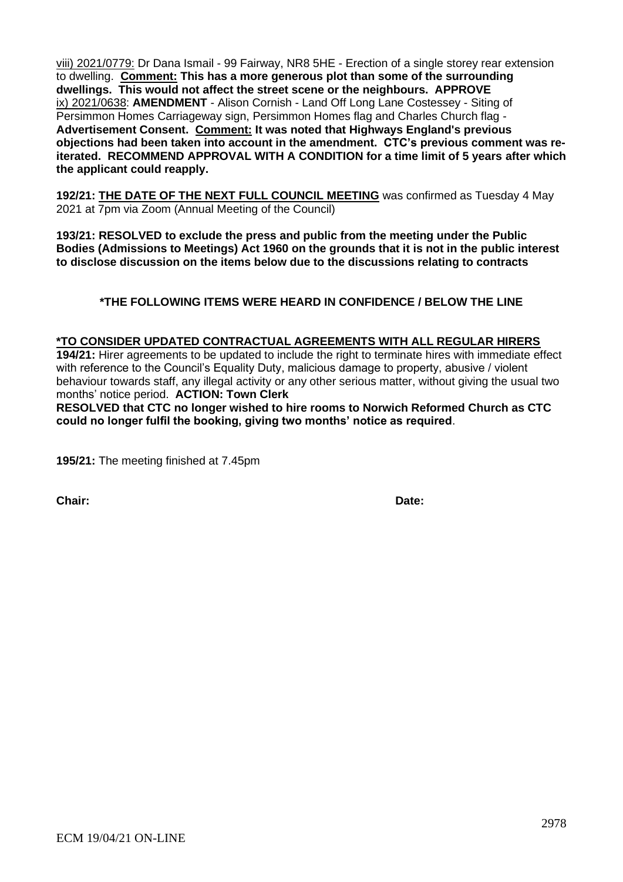viii) 2021/0779: Dr Dana Ismail - 99 Fairway, NR8 5HE - Erection of a single storey rear extension to dwelling. **Comment: This has a more generous plot than some of the surrounding dwellings. This would not affect the street scene or the neighbours. APPROVE**

ix) 2021/0638: **AMENDMENT** - Alison Cornish - Land Off Long Lane Costessey - Siting of Persimmon Homes Carriageway sign, Persimmon Homes flag and Charles Church flag - **Advertisement Consent. Comment: It was noted that Highways England's previous objections had been taken into account in the amendment. CTC's previous comment was re-iterated. RECOMMEND APPROVAL WITH A CONDITION for a time limit of 5 years after which the applicant could reapply.**

**192/21: THE DATE OF THE NEXT FULL COUNCIL MEETING** was confirmed as Tuesday 4 May 2021 at 7pm via Zoom (Annual Meeting of the Council)

**193/21: RESOLVED to exclude the press and public from the meeting under the Public Bodies (Admissions to Meetings) Act 1960 on the grounds that it is not in the public interest to disclose discussion on the items below due to the discussions relating to contracts**

**\*THE FOLLOWING ITEMS WERE HEARD IN CONFIDENCE / BELOW THE LINE**

**\*TO CONSIDER UPDATED CONTRACTUAL AGREEMENTS WITH ALL REGULAR HIRERS**

**194/21:** Hirer agreements to be updated to include the right to terminate hires with immediate effect with reference to the Council's Equality Duty, malicious damage to property, abusive / violent behaviour towards staff, any illegal activity or any other serious matter, without giving the usual two months' notice period. **ACTION: Town Clerk**

**RESOLVED that CTC no longer wished to hire rooms to Norwich Reformed Church as CTC could no longer fulfil the booking, giving two months' notice as required**.

**195/21:** The meeting finished at 7.45pm

**Chair:** **Date:**